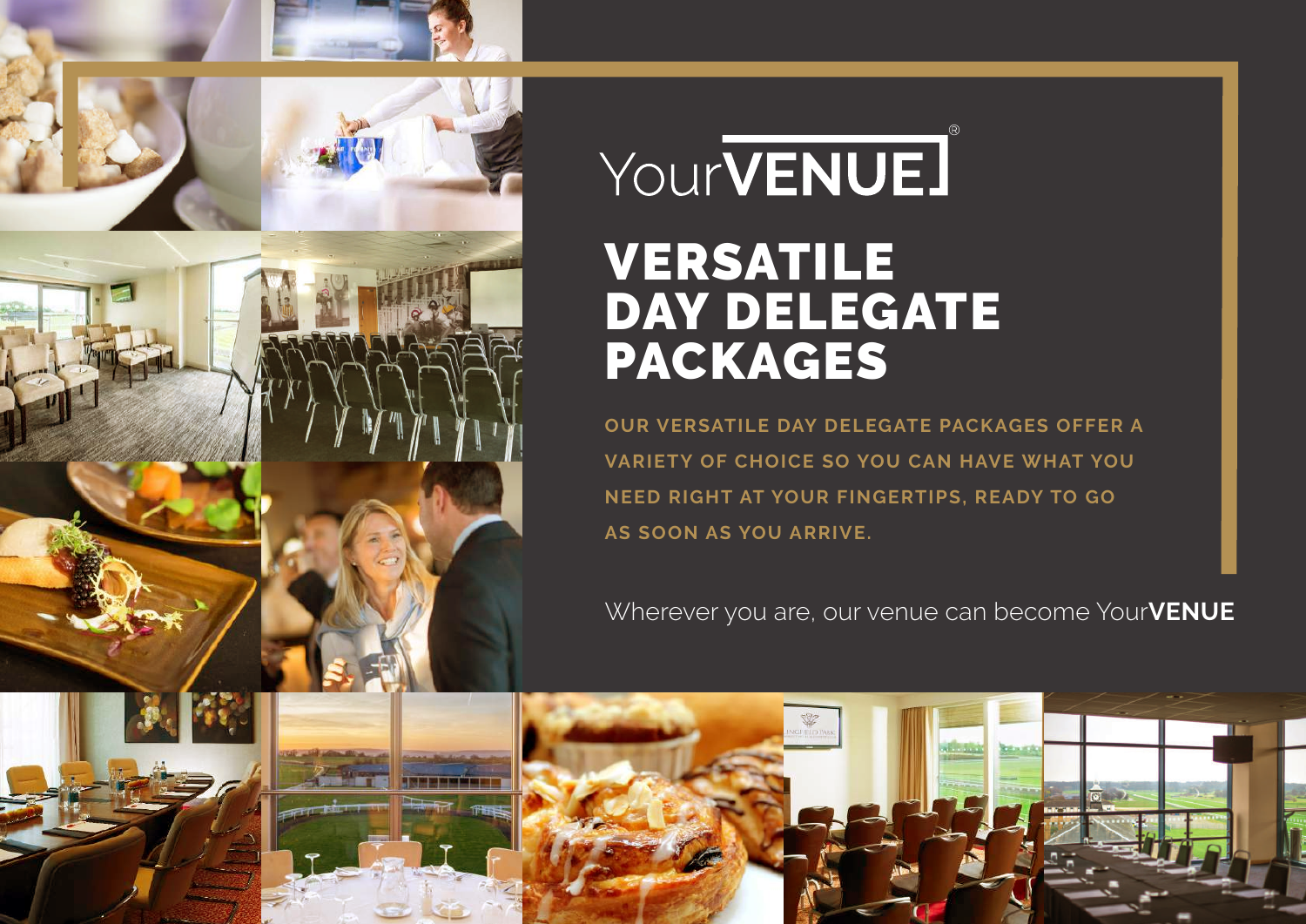YourVENUE®

# VERSATILE DAY DELEGATE PACKAGES

**OUR VERSATILE DAY DELEGATE PACKAGES OFFER A VARIETY OF CHOICE SO YOU CAN HAVE WHAT YOU NEED RIGHT AT YOUR FINGERTIPS, READY TO GO AS SOON AS YOU ARRIVE.**

Wherever you are, our venue can become Your**VENUE**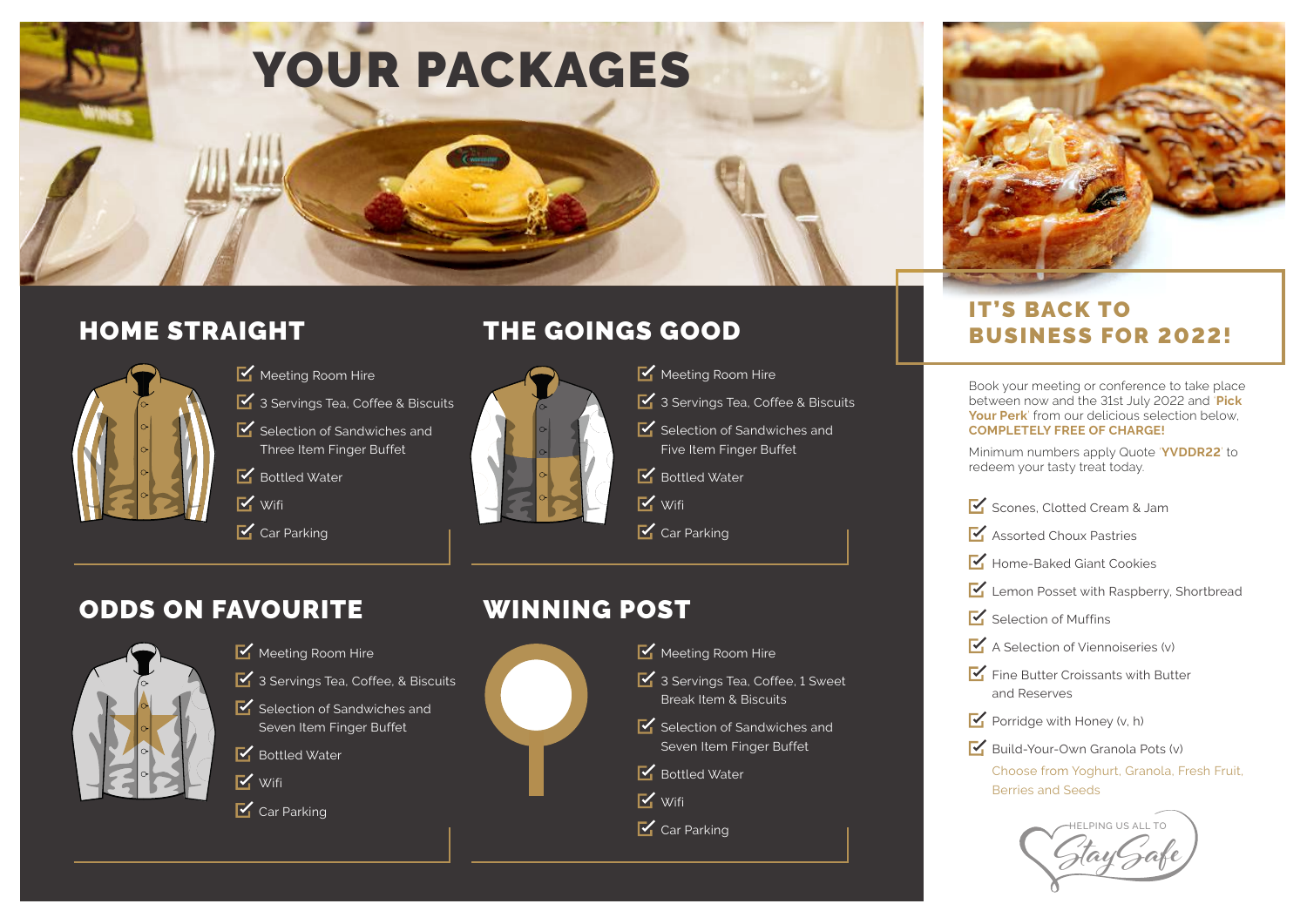# YOUR PACKAGES

## HOME STRAIGHT

- Meeting Room Hire
- 3 Servings Tea, Coffee & Biscuits
- Selection of Sandwiches and Three Item Finger Buffet
- Bottled Water
- Wifi
- Car Parking

## THE GOINGS GOOD

- Meeting Room Hire
- 3 Servings Tea, Coffee & Biscuits
- Selection of Sandwiches and Five Item Finger Buffet
- Bottled Water
- Wifi
- Car Parking

## ODDS ON FAVOURITE

- Meeting Room Hire
- 3 Servings Tea, Coffee, & Biscuits
- Selection of Sandwiches and Seven Item Finger Buffet
- Bottled Water
- Wifi
- Car Parking

## WINNING POST

- Meeting Room Hire
- 3 Servings Tea, Coffee, 1 Sweet Break Item & Biscuits
- Selection of Sandwiches and Seven Item Finger Buffet
- Bottled Water
- Wifi
- Car Parking

## IT'S BACK TO BUSINESS FOR 2022!

Book your meeting or conference to take place between now and the 31st July 2022 and '**Pick Your Perk**' from our delicious selection below, **COMPLETELY FREE OF CHARGE!**

Minimum numbers apply Quote '**YVDDR22**' to redeem your tasty treat today.

- Scones, Clotted Cream & Jam
- Assorted Choux Pastries
- Home-Baked Giant Cookies
- Lemon Posset with Raspberry, Shortbread
- Selection of Muffins
- A Selection of Viennoiseries (v)
- Fine Butter Croissants with Butter and Reserves
- Porridge with Honey (v, h)
- Build-Your-Own Granola Pots (v)
  Choose from Yoghurt, Granola, Fresh Fruit, Berries and Seeds

HELPING US ALL TO Stay Safe